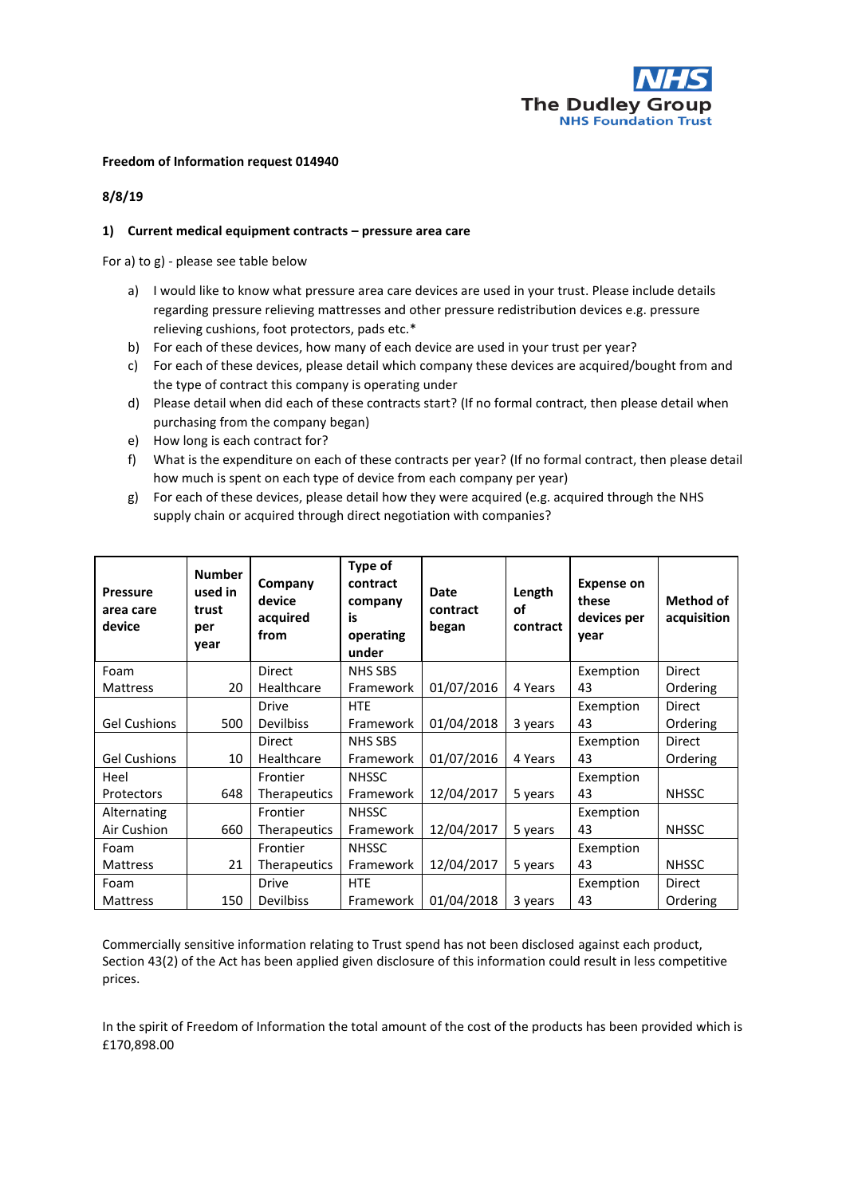**Freedom of Information request 014940**

**8/8/19**

**1) Current medical equipment contracts – pressure area care**

For a) to g) - please see table below

a) I would like to know what pressure area care devices are used in your trust. Please include details regarding pressure relieving mattresses and other pressure redistribution devices e.g. pressure relieving cushions, foot protectors, pads etc.*

b) For each of these devices, how many of each device are used in your trust per year?

c) For each of these devices, please detail which company these devices are acquired/bought from and the type of contract this company is operating under

d) Please detail when did each of these contracts start? (If no formal contract, then please detail when purchasing from the company began)

e) How long is each contract for?

f) What is the expenditure on each of these contracts per year? (If no formal contract, then please detail how much is spent on each type of device from each company per year)

g) For each of these devices, please detail how they were acquired (e.g. acquired through the NHS supply chain or acquired through direct negotiation with companies?

| Pressure area care device | Number used in trust per year | Company device acquired from | Type of contract company is operating under | Date contract began | Length of contract | Expense on these devices per year | Method of acquisition |
|---|---|---|---|---|---|---|---|
| Foam Mattress | 20 | Direct Healthcare | NHS SBS Framework | 01/07/2016 | 4 Years | Exemption 43 | Direct Ordering |
| Gel Cushions | 500 | Drive Devilbiss | HTE Framework | 01/04/2018 | 3 years | Exemption 43 | Direct Ordering |
| Gel Cushions | 10 | Direct Healthcare | NHS SBS Framework | 01/07/2016 | 4 Years | Exemption 43 | Direct Ordering |
| Heel Protectors | 648 | Frontier Therapeutics | NHSSC Framework | 12/04/2017 | 5 years | Exemption 43 | NHSSC |
| Alternating Air Cushion | 660 | Frontier Therapeutics | NHSSC Framework | 12/04/2017 | 5 years | Exemption 43 | NHSSC |
| Foam Mattress | 21 | Frontier Therapeutics | NHSSC Framework | 12/04/2017 | 5 years | Exemption 43 | NHSSC |
| Foam Mattress | 150 | Drive Devilbiss | HTE Framework | 01/04/2018 | 3 years | Exemption 43 | Direct Ordering |

Commercially sensitive information relating to Trust spend has not been disclosed against each product, Section 43(2) of the Act has been applied given disclosure of this information could result in less competitive prices.

In the spirit of Freedom of Information the total amount of the cost of the products has been provided which is £170,898.00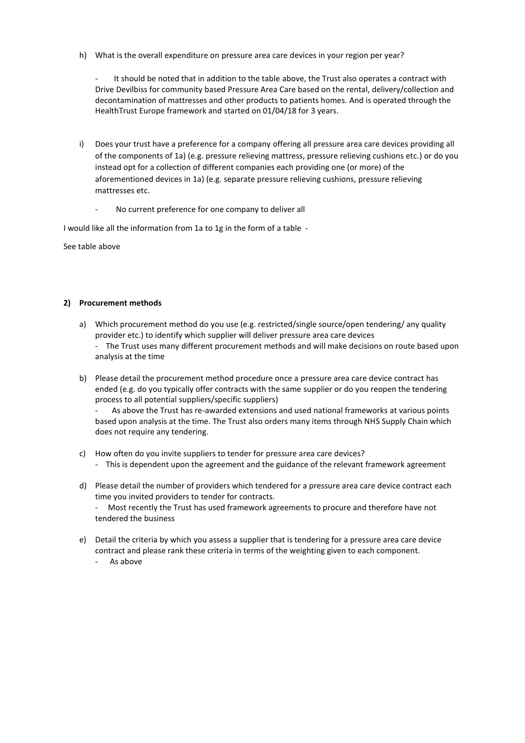h) What is the overall expenditure on pressure area care devices in your region per year?

- It should be noted that in addition to the table above, the Trust also operates a contract with Drive Devilbiss for community based Pressure Area Care based on the rental, delivery/collection and decontamination of mattresses and other products to patients homes. And is operated through the HealthTrust Europe framework and started on 01/04/18 for 3 years.

i) Does your trust have a preference for a company offering all pressure area care devices providing all of the components of 1a) (e.g. pressure relieving mattress, pressure relieving cushions etc.) or do you instead opt for a collection of different companies each providing one (or more) of the aforementioned devices in 1a) (e.g. separate pressure relieving cushions, pressure relieving mattresses etc.

   - No current preference for one company to deliver all

I would like all the information from 1a to 1g in the form of a table -

See table above

**2) Procurement methods**

a) Which procurement method do you use (e.g. restricted/single source/open tendering/ any quality provider etc.) to identify which supplier will deliver pressure area care devices
   - The Trust uses many different procurement methods and will make decisions on route based upon analysis at the time

b) Please detail the procurement method procedure once a pressure area care device contract has ended (e.g. do you typically offer contracts with the same supplier or do you reopen the tendering process to all potential suppliers/specific suppliers)
   - As above the Trust has re-awarded extensions and used national frameworks at various points based upon analysis at the time. The Trust also orders many items through NHS Supply Chain which does not require any tendering.

c) How often do you invite suppliers to tender for pressure area care devices?
   - This is dependent upon the agreement and the guidance of the relevant framework agreement

d) Please detail the number of providers which tendered for a pressure area care device contract each time you invited providers to tender for contracts.
   - Most recently the Trust has used framework agreements to procure and therefore have not tendered the business

e) Detail the criteria by which you assess a supplier that is tendering for a pressure area care device contract and please rank these criteria in terms of the weighting given to each component.
   - As above